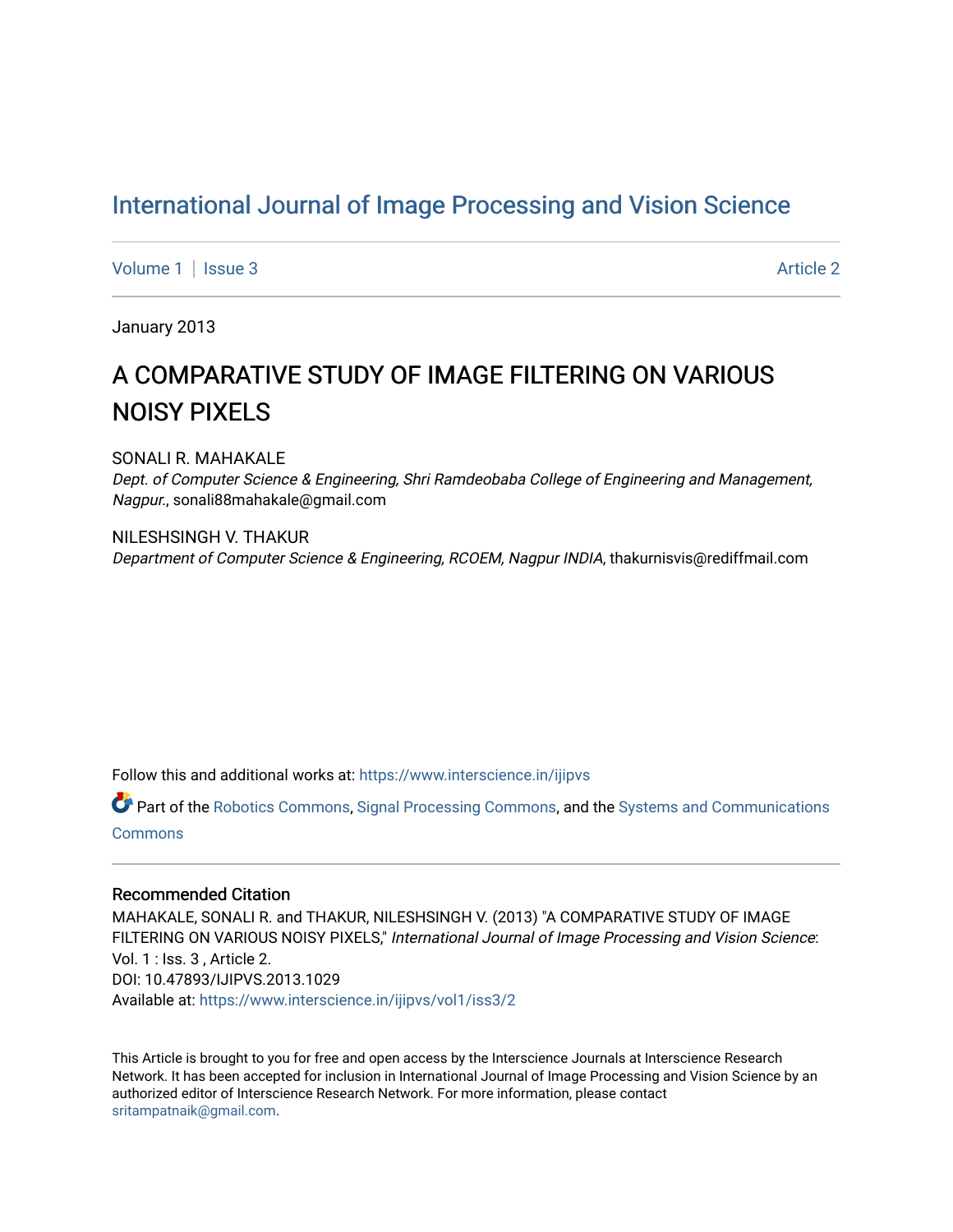# International Journal of Image Processing and Vision Science

Volume 1 | Issue 3 Article 2

January 2013

## A COMPARATIVE STUDY OF IMAGE FILTERING ON VARIOUS NOISY PIXELS

SONALI R. MAHAKALE
*Dept. of Computer Science & Engineering, Shri Ramdeobaba College of Engineering and Management, Nagpur.*, sonali88mahakale@gmail.com

NILESHSINGH V. THAKUR
*Department of Computer Science & Engineering, RCOEM, Nagpur INDIA*, thakurnisvis@rediffmail.com

Follow this and additional works at: https://www.interscience.in/ijipvs

Part of the Robotics Commons, Signal Processing Commons, and the Systems and Communications Commons

### Recommended Citation

MAHAKALE, SONALI R. and THAKUR, NILESHSINGH V. (2013) "A COMPARATIVE STUDY OF IMAGE FILTERING ON VARIOUS NOISY PIXELS," *International Journal of Image Processing and Vision Science*: Vol. 1 : Iss. 3 , Article 2.
DOI: 10.47893/IJIPVS.2013.1029
Available at: https://www.interscience.in/ijipvs/vol1/iss3/2

This Article is brought to you for free and open access by the Interscience Journals at Interscience Research Network. It has been accepted for inclusion in International Journal of Image Processing and Vision Science by an authorized editor of Interscience Research Network. For more information, please contact sritampatnaik@gmail.com.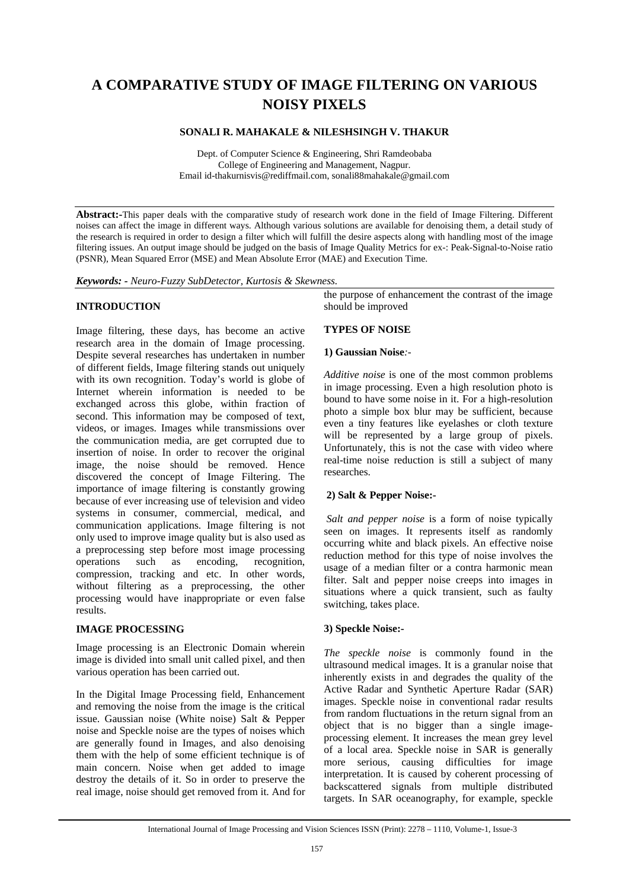// A COMPARATIVE STUDY OF IMAGE FILTERING ON VARIOUS NOISY PIXELS

# A COMPARATIVE STUDY OF IMAGE FILTERING ON VARIOUS NOISY PIXELS

**SONALI R. MAHAKALE & NILESHSINGH V. THAKUR**

Dept. of Computer Science & Engineering, Shri Ramdeobaba College of Engineering and Management, Nagpur.
Email id-thakurnisvis@rediffmail.com, sonali88mahakale@gmail.com

**Abstract:-**This paper deals with the comparative study of research work done in the field of Image Filtering. Different noises can affect the image in different ways. Although various solutions are available for denoising them, a detail study of the research is required in order to design a filter which will fulfill the desire aspects along with handling most of the image filtering issues. An output image should be judged on the basis of Image Quality Metrics for ex-: Peak-Signal-to-Noise ratio (PSNR), Mean Squared Error (MSE) and Mean Absolute Error (MAE) and Execution Time.

***Keywords: -** Neuro-Fuzzy SubDetector, Kurtosis & Skewness.*

## INTRODUCTION

Image filtering, these days, has become an active research area in the domain of Image processing. Despite several researches has undertaken in number of different fields, Image filtering stands out uniquely with its own recognition. Today's world is globe of Internet wherein information is needed to be exchanged across this globe, within fraction of second. This information may be composed of text, videos, or images. Images while transmissions over the communication media, are get corrupted due to insertion of noise. In order to recover the original image, the noise should be removed. Hence discovered the concept of Image Filtering. The importance of image filtering is constantly growing because of ever increasing use of television and video systems in consumer, commercial, medical, and communication applications. Image filtering is not only used to improve image quality but is also used as a preprocessing step before most image processing operations such as encoding, recognition, compression, tracking and etc. In other words, without filtering as a preprocessing, the other processing would have inappropriate or even false results.

## IMAGE PROCESSING

Image processing is an Electronic Domain wherein image is divided into small unit called pixel, and then various operation has been carried out.

In the Digital Image Processing field, Enhancement and removing the noise from the image is the critical issue. Gaussian noise (White noise) Salt & Pepper noise and Speckle noise are the types of noises which are generally found in Images, and also denoising them with the help of some efficient technique is of main concern. Noise when get added to image destroy the details of it. So in order to preserve the real image, noise should get removed from it. And for the purpose of enhancement the contrast of the image should be improved

## TYPES OF NOISE

### 1) Gaussian Noise:-

*Additive noise* is one of the most common problems in image processing. Even a high resolution photo is bound to have some noise in it. For a high-resolution photo a simple box blur may be sufficient, because even a tiny features like eyelashes or cloth texture will be represented by a large group of pixels. Unfortunately, this is not the case with video where real-time noise reduction is still a subject of many researches.

### 2) Salt & Pepper Noise:-

*Salt and pepper noise* is a form of noise typically seen on images. It represents itself as randomly occurring white and black pixels. An effective noise reduction method for this type of noise involves the usage of a median filter or a contra harmonic mean filter. Salt and pepper noise creeps into images in situations where a quick transient, such as faulty switching, takes place.

### 3) Speckle Noise:-

*The speckle noise* is commonly found in the ultrasound medical images. It is a granular noise that inherently exists in and degrades the quality of the Active Radar and Synthetic Aperture Radar (SAR) images. Speckle noise in conventional radar results from random fluctuations in the return signal from an object that is no bigger than a single image-processing element. It increases the mean grey level of a local area. Speckle noise in SAR is generally more serious, causing difficulties for image interpretation. It is caused by coherent processing of backscattered signals from multiple distributed targets. In SAR oceanography, for example, speckle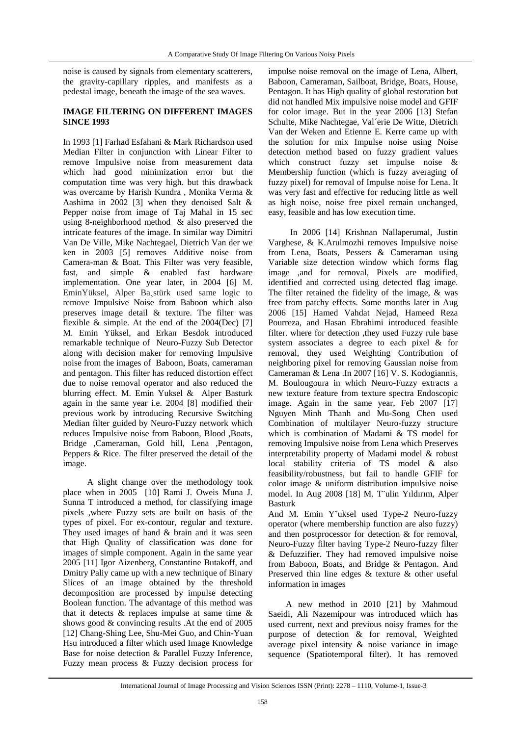noise is caused by signals from elementary scatterers, the gravity-capillary ripples, and manifests as a pedestal image, beneath the image of the sea waves.

## IMAGE FILTERING ON DIFFERENT IMAGES SINCE 1993

In 1993 [1] Farhad Esfahani & Mark Richardson used Median Filter in conjunction with Linear Filter to remove Impulsive noise from measurement data which had good minimization error but the computation time was very high. but this drawback was overcame by Harish Kundra , Monika Verma & Aashima in 2002 [3] when they denoised Salt & Pepper noise from image of Taj Mahal in 15 sec using 8-neighborhood method & also preserved the intricate features of the image. In similar way Dimitri Van De Ville, Mike Nachtegael, Dietrich Van der we ken in 2003 [5] removes Additive noise from Camera-man & Boat. This Filter was very feasible, fast, and simple & enabled fast hardware implementation. One year later, in 2004 [6] M. EminYüksel, Alper Ba¸stürk used same logic to remove Impulsive Noise from Baboon which also preserves image detail & texture. The filter was flexible & simple. At the end of the 2004(Dec) [7] M. Emin Yüksel, and Erkan Besdok introduced remarkable technique of Neuro-Fuzzy Sub Detector along with decision maker for removing Impulsive noise from the images of Baboon, Boats, cameraman and pentagon. This filter has reduced distortion effect due to noise removal operator and also reduced the blurring effect. M. Emin Yuksel & Alper Basturk again in the same year i.e. 2004 [8] modified their previous work by introducing Recursive Switching Median filter guided by Neuro-Fuzzy network which reduces Impulsive noise from Baboon, Blood ,Boats, Bridge ,Cameraman, Gold hill, Lena ,Pentagon, Peppers & Rice. The filter preserved the detail of the image.

A slight change over the methodology took place when in 2005 [10] Rami J. Oweis Muna J. Sunna T introduced a method, for classifying image pixels ,where Fuzzy sets are built on basis of the types of pixel. For ex-contour, regular and texture. They used images of hand & brain and it was seen that High Quality of classification was done for images of simple component. Again in the same year 2005 [11] Igor Aizenberg, Constantine Butakoff, and Dmitry Paliy came up with a new technique of Binary Slices of an image obtained by the threshold decomposition are processed by impulse detecting Boolean function. The advantage of this method was that it detects & replaces impulse at same time & shows good & convincing results .At the end of 2005 [12] Chang-Shing Lee, Shu-Mei Guo, and Chin-Yuan Hsu introduced a filter which used Image Knowledge Base for noise detection & Parallel Fuzzy Inference, Fuzzy mean process & Fuzzy decision process for impulse noise removal on the image of Lena, Albert, Baboon, Cameraman, Sailboat, Bridge, Boats, House, Pentagon. It has High quality of global restoration but did not handled Mix impulsive noise model and GFIF for color image. But in the year 2006 [13] Stefan Schulte, Mike Nachtegae, Val´erie De Witte, Dietrich Van der Weken and Etienne E. Kerre came up with the solution for mix Impulse noise using Noise detection method based on fuzzy gradient values which construct fuzzy set impulse noise & Membership function (which is fuzzy averaging of fuzzy pixel) for removal of Impulse noise for Lena. It was very fast and effective for reducing little as well as high noise, noise free pixel remain unchanged, easy, feasible and has low execution time.

In 2006 [14] Krishnan Nallaperumal, Justin Varghese, & K.Arulmozhi removes Impulsive noise from Lena, Boats, Pessers & Cameraman using Variable size detection window which forms flag image ,and for removal, Pixels are modified, identified and corrected using detected flag image. The filter retained the fidelity of the image, & was free from patchy effects. Some months later in Aug 2006 [15] Hamed Vahdat Nejad, Hameed Reza Pourreza, and Hasan Ebrahimi introduced feasible filter. where for detection ,they used Fuzzy rule base system associates a degree to each pixel & for removal, they used Weighting Contribution of neighboring pixel for removing Gaussian noise from Cameraman & Lena .In 2007 [16] V. S. Kodogiannis, M. Boulougoura in which Neuro-Fuzzy extracts a new texture feature from texture spectra Endoscopic image. Again in the same year, Feb 2007 [17] Nguyen Minh Thanh and Mu-Song Chen used Combination of multilayer Neuro-fuzzy structure which is combination of Madami & TS model for removing Impulsive noise from Lena which Preserves interpretability property of Madami model & robust local stability criteria of TS model & also feasibility/robustness, but fail to handle GFIF for color image & uniform distribution impulsive noise model. In Aug 2008 [18] M. T¨ulin Yıldırım, Alper Basturk

And M. Emin Y¨uksel used Type-2 Neuro-fuzzy operator (where membership function are also fuzzy) and then postprocessor for detection & for removal, Neuro-Fuzzy filter having Type-2 Neuro-fuzzy filter & Defuzzifier. They had removed impulsive noise from Baboon, Boats, and Bridge & Pentagon. And Preserved thin line edges & texture & other useful information in images

A new method in 2010 [21] by Mahmoud Saeidi, Ali Nazemipour was introduced which has used current, next and previous noisy frames for the purpose of detection & for removal, Weighted average pixel intensity & noise variance in image sequence (Spatiotemporal filter). It has removed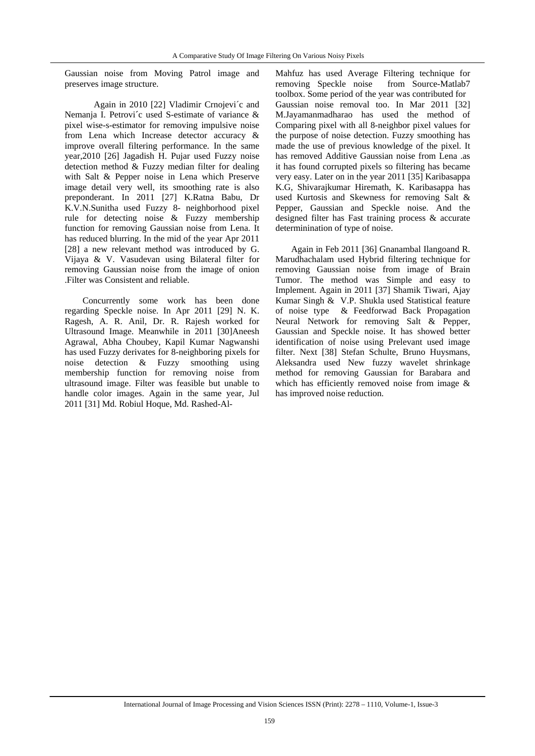Gaussian noise from Moving Patrol image and preserves image structure.

Again in 2010 [22] Vladimir Crnojevi´c and Nemanja I. Petrovi´c used S-estimate of variance & pixel wise-s-estimator for removing impulsive noise from Lena which Increase detector accuracy & improve overall filtering performance. In the same year,2010 [26] Jagadish H. Pujar used Fuzzy noise detection method & Fuzzy median filter for dealing with Salt & Pepper noise in Lena which Preserve image detail very well, its smoothing rate is also preponderant. In 2011 [27] K.Ratna Babu, Dr K.V.N.Sunitha used Fuzzy 8- neighborhood pixel rule for detecting noise & Fuzzy membership function for removing Gaussian noise from Lena. It has reduced blurring. In the mid of the year Apr 2011 [28] a new relevant method was introduced by G. Vijaya & V. Vasudevan using Bilateral filter for removing Gaussian noise from the image of onion .Filter was Consistent and reliable.

Concurrently some work has been done regarding Speckle noise. In Apr 2011 [29] N. K. Ragesh, A. R. Anil, Dr. R. Rajesh worked for Ultrasound Image. Meanwhile in 2011 [30]Aneesh Agrawal, Abha Choubey, Kapil Kumar Nagwanshi has used Fuzzy derivates for 8-neighboring pixels for noise detection & Fuzzy smoothing using membership function for removing noise from ultrasound image. Filter was feasible but unable to handle color images. Again in the same year, Jul 2011 [31] Md. Robiul Hoque, Md. Rashed-Al-Mahfuz has used Average Filtering technique for removing Speckle noise from Source-Matlab7 toolbox. Some period of the year was contributed for Gaussian noise removal too. In Mar 2011 [32] M.Jayamanmadharao has used the method of Comparing pixel with all 8-neighbor pixel values for the purpose of noise detection. Fuzzy smoothing has made the use of previous knowledge of the pixel. It has removed Additive Gaussian noise from Lena .as it has found corrupted pixels so filtering has became very easy. Later on in the year 2011 [35] Karibasappa K.G, Shivarajkumar Hiremath, K. Karibasappa has used Kurtosis and Skewness for removing Salt & Pepper, Gaussian and Speckle noise. And the designed filter has Fast training process & accurate determinination of type of noise.

Again in Feb 2011 [36] Gnanambal Ilangoand R. Marudhachalam used Hybrid filtering technique for removing Gaussian noise from image of Brain Tumor. The method was Simple and easy to Implement. Again in 2011 [37] Shamik Tiwari, Ajay Kumar Singh & V.P. Shukla used Statistical feature of noise type & Feedforwad Back Propagation Neural Network for removing Salt & Pepper, Gaussian and Speckle noise. It has showed better identification of noise using Prelevant used image filter. Next [38] Stefan Schulte, Bruno Huysmans, Aleksandra used New fuzzy wavelet shrinkage method for removing Gaussian for Barabara and which has efficiently removed noise from image & has improved noise reduction.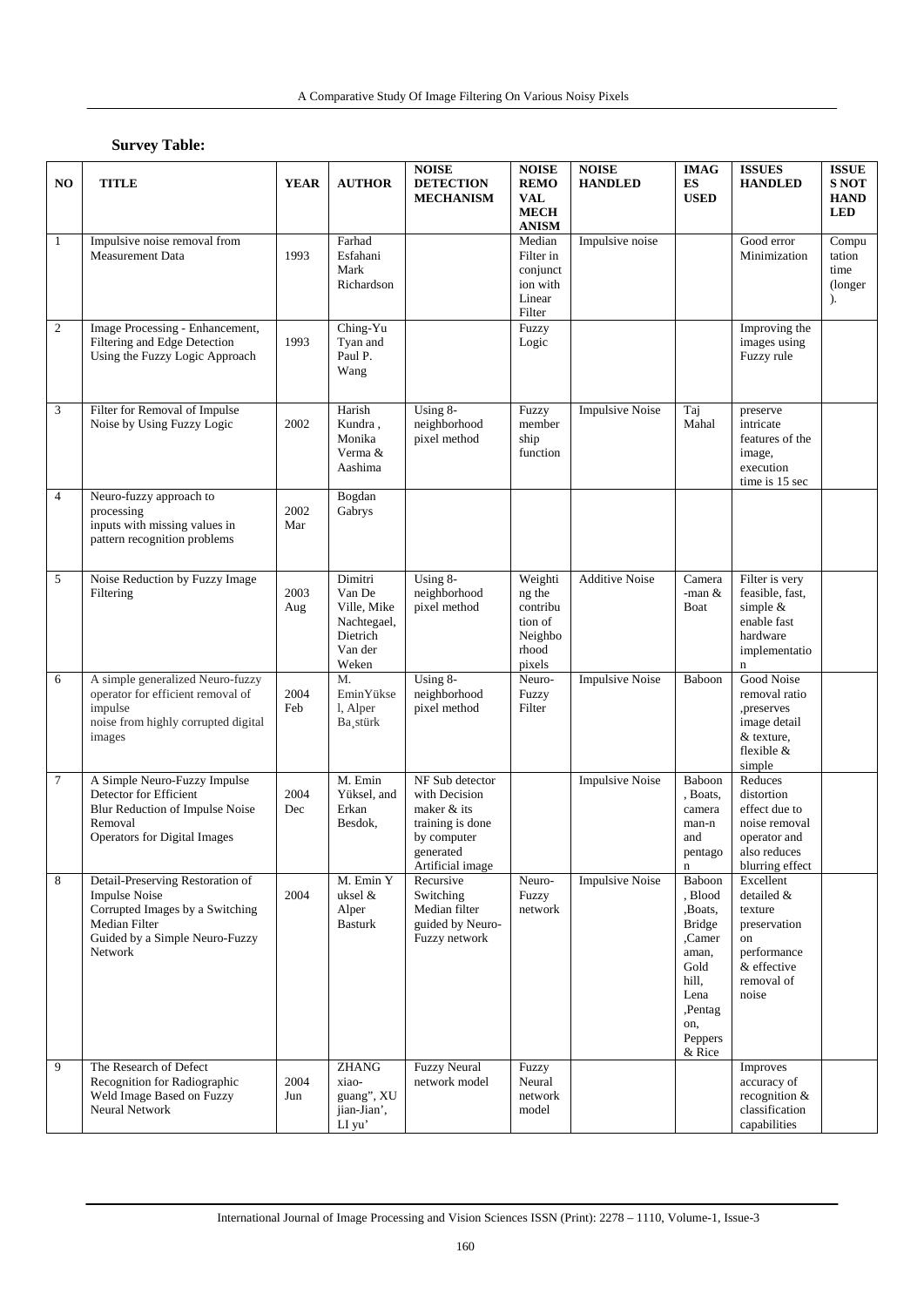**Survey Table:**

| NO | TITLE | YEAR | AUTHOR | NOISE DETECTION MECHANISM | NOISE REMOVAL MECHANISM | NOISE HANDLED | IMAGES USED | ISSUES HANDLED | ISSUES NOT HANDLED |
|---|---|---|---|---|---|---|---|---|---|
| 1 | Impulsive noise removal from Measurement Data | 1993 | Farhad Esfahani Mark Richardson | | Median Filter in conjunction with Linear Filter | Impulsive noise | | Good error Minimization | Computation time (longer). |
| 2 | Image Processing - Enhancement, Filtering and Edge Detection Using the Fuzzy Logic Approach | 1993 | Ching-Yu Tyan and Paul P. Wang | | Fuzzy Logic | | | Improving the images using Fuzzy rule | |
| 3 | Filter for Removal of Impulse Noise by Using Fuzzy Logic | 2002 | Harish Kundra , Monika Verma & Aashima | Using 8-neighborhood pixel method | Fuzzy membership function | Impulsive Noise | Taj Mahal | preserve intricate features of the image, execution time is 15 sec | |
| 4 | Neuro-fuzzy approach to processing inputs with missing values in pattern recognition problems | 2002 Mar | Bogdan Gabrys | | | | | | |
| 5 | Noise Reduction by Fuzzy Image Filtering | 2003 Aug | Dimitri Van De Ville, Mike Nachtegael, Dietrich Van der Weken | Using 8-neighborhood pixel method | Weighting the contribution of Neighbohood pixels | Additive Noise | Camera-man & Boat | Filter is very feasible, fast, simple & enable fast hardware implementation | |
| 6 | A simple generalized Neuro-fuzzy operator for efficient removal of impulse noise from highly corrupted digital images | 2004 Feb | M. EminYüksel, Alper Ba¸stürk | Using 8-neighborhood pixel method | Neuro-Fuzzy Filter | Impulsive Noise | Baboon | Good Noise removal ratio ,preserves image detail & texture, flexible & simple | |
| 7 | A Simple Neuro-Fuzzy Impulse Detector for Efficient Blur Reduction of Impulse Noise Removal Operators for Digital Images | 2004 Dec | M. Emin Yüksel, and Erkan Besdok, | NF Sub detector with Decision maker & its training is done by computer generated Artificial image | | Impulsive Noise | Baboon , Boats, cameraman-n and pentagon | Reduces distortion effect due to noise removal operator and also reduces blurring effect | |
| 8 | Detail-Preserving Restoration of Impulse Noise Corrupted Images by a Switching Median Filter Guided by a Simple Neuro-Fuzzy Network | 2004 | M. Emin Y uksel & Alper Basturk | Recursive Switching Median filter guided by Neuro-Fuzzy network | Neuro-Fuzzy network | Impulsive Noise | Baboon , Blood ,Boats, Bridge ,Cameraman, Gold hill, Lena ,Pentagon, Peppers & Rice | Excellent detailed & texture preservation on performance & effective removal of noise | |
| 9 | The Research of Defect Recognition for Radiographic Weld Image Based on Fuzzy Neural Network | 2004 Jun | ZHANG xiao-guang", XU jian-Jian', LI yu' | Fuzzy Neural network model | Fuzzy Neural network model | | | Improves accuracy of recognition & classification capabilities | |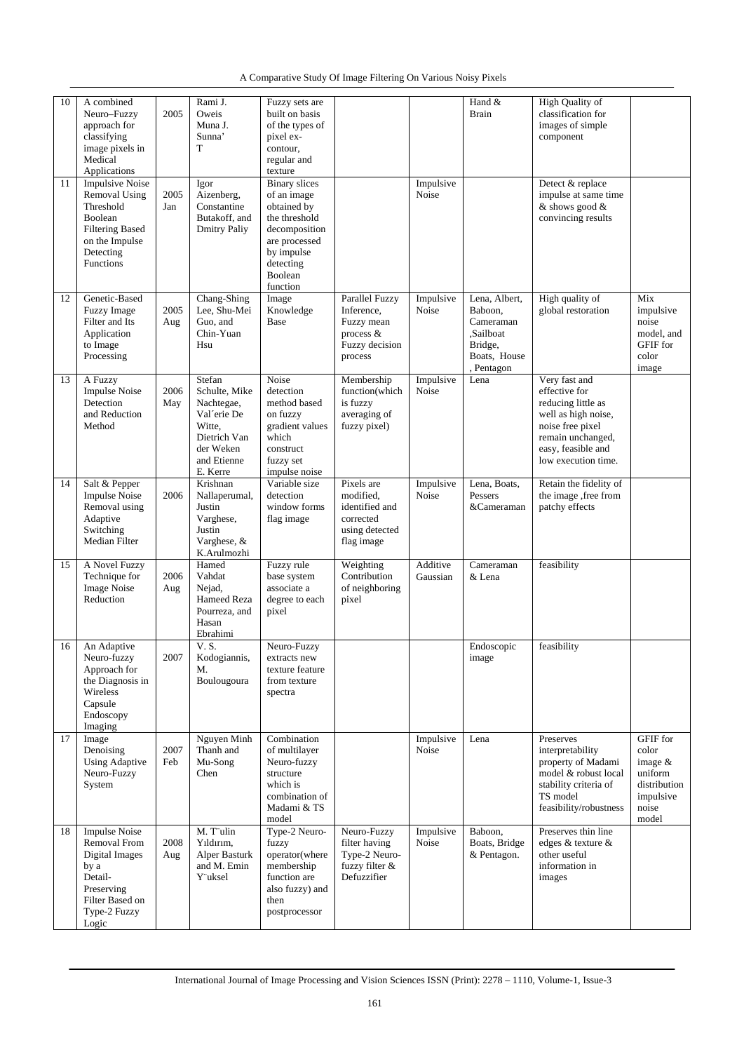| 10 | A combined Neuro–Fuzzy approach for classifying image pixels in Medical Applications | 2005 | Rami J. Oweis Muna J. Sunna' T | Fuzzy sets are built on basis of the types of pixel ex-contour, regular and texture | | | Hand & Brain | High Quality of classification for images of simple component | |
|---|---|---|---|---|---|---|---|---|---|
| 11 | Impulsive Noise Removal Using Threshold Boolean Filtering Based on the Impulse Detecting Functions | 2005 Jan | Igor Aizenberg, Constantine Butakoff, and Dmitry Paliy | Binary slices of an image obtained by the threshold decomposition are processed by impulse detecting Boolean function | | Impulsive Noise | | Detect & replace impulse at same time & shows good & convincing results | |
| 12 | Genetic-Based Fuzzy Image Filter and Its Application to Image Processing | 2005 Aug | Chang-Shing Lee, Shu-Mei Guo, and Chin-Yuan Hsu | Image Knowledge Base | Parallel Fuzzy Inference, Fuzzy mean process & Fuzzy decision process | Impulsive Noise | Lena, Albert, Baboon, Cameraman ,Sailboat Bridge, Boats, House , Pentagon | High quality of global restoration | Mix impulsive noise model, and GFIF for color image |
| 13 | A Fuzzy Impulse Noise Detection and Reduction Method | 2006 May | Stefan Schulte, Mike Nachtegae, Val´erie De Witte, Dietrich Van der Weken and Etienne E. Kerre | Noise detection method based on fuzzy gradient values which construct fuzzy set impulse noise | Membership function(which is fuzzy averaging of fuzzy pixel) | Impulsive Noise | Lena | Very fast and effective for reducing little as well as high noise, noise free pixel remain unchanged, easy, feasible and low execution time. | |
| 14 | Salt & Pepper Impulse Noise Removal using Adaptive Switching Median Filter | 2006 | Krishnan Nallaperumal, Justin Varghese, Justin Varghese, & K.Arulmozhi | Variable size detection window forms flag image | Pixels are modified, identified and corrected using detected flag image | Impulsive Noise | Lena, Boats, Pessers &Cameraman | Retain the fidelity of the image ,free from patchy effects | |
| 15 | A Novel Fuzzy Technique for Image Noise Reduction | 2006 Aug | Hamed Vahdat Nejad, Hameed Reza Pourreza, and Hasan Ebrahimi | Fuzzy rule base system associate a degree to each pixel | Weighting Contribution of neighboring pixel | Additive Gaussian | Cameraman & Lena | feasibility | |
| 16 | An Adaptive Neuro-fuzzy Approach for the Diagnosis in Wireless Capsule Endoscopy Imaging | 2007 | V. S. Kodogiannis, M. Boulougoura | Neuro-Fuzzy extracts new texture feature from texture spectra | | | Endoscopic image | feasibility | |
| 17 | Image Denoising Using Adaptive Neuro-Fuzzy System | 2007 Feb | Nguyen Minh Thanh and Mu-Song Chen | Combination of multilayer Neuro-fuzzy structure which is combination of Madami & TS model | | Impulsive Noise | Lena | Preserves interpretability property of Madami model & robust local stability criteria of TS model feasibility/robustness | GFIF for color image & uniform distribution impulsive noise model |
| 18 | Impulse Noise Removal From Digital Images by a Detail-Preserving Filter Based on Type-2 Fuzzy Logic | 2008 Aug | M. T¨ulin Yıldırım, Alper Basturk and M. Emin Y¨uksel | Type-2 Neuro-fuzzy operator(where membership function are also fuzzy) and then postprocessor | Neuro-Fuzzy filter having Type-2 Neuro-fuzzy filter & Defuzzifier | Impulsive Noise | Baboon, Boats, Bridge & Pentagon. | Preserves thin line edges & texture & other useful information in images | |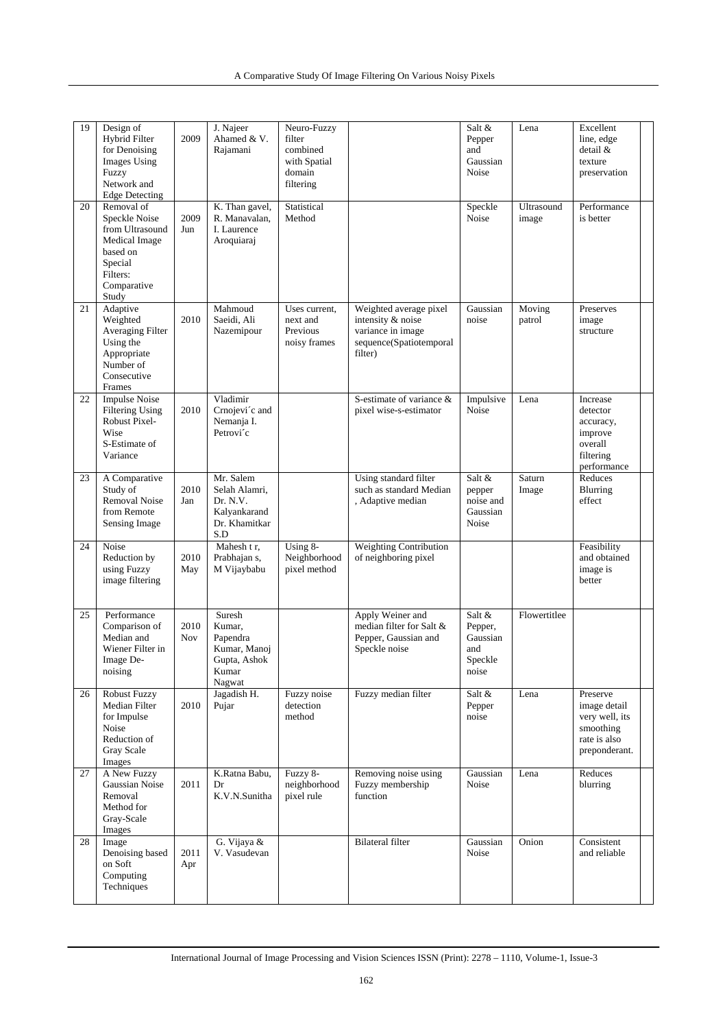| 19 | Design of Hybrid Filter for Denoising Images Using Fuzzy Network and Edge Detecting | 2009 | J. Najeer Ahamed & V. Rajamani | Neuro-Fuzzy filter combined with Spatial domain filtering | | Salt & Pepper and Gaussian Noise | Lena | Excellent line, edge detail & texture preservation | |
|---|---|---|---|---|---|---|---|---|---|
| 20 | Removal of Speckle Noise from Ultrasound Medical Image based on Special Filters: Comparative Study | 2009 Jun | K. Than gavel, R. Manavalan, I. Laurence Aroquiaraj | Statistical Method | | Speckle Noise | Ultrasound image | Performance is better | |
| 21 | Adaptive Weighted Averaging Filter Using the Appropriate Number of Consecutive Frames | 2010 | Mahmoud Saeidi, Ali Nazemipour | Uses current, next and Previous noisy frames | Weighted average pixel intensity & noise variance in image sequence(Spatiotemporal filter) | Gaussian noise | Moving patrol | Preserves image structure | |
| 22 | Impulse Noise Filtering Using Robust Pixel-Wise S-Estimate of Variance | 2010 | Vladimir Crnojević and Nemanja I. Petrović | | S-estimate of variance & pixel wise-s-estimator | Impulsive Noise | Lena | Increase detector accuracy, improve overall filtering performance | |
| 23 | A Comparative Study of Removal Noise from Remote Sensing Image | 2010 Jan | Mr. Salem Selah Alamri, Dr. N.V. Kalyankarand Dr. Khamitkar S.D | | Using standard filter such as standard Median , Adaptive median | Salt & pepper noise and Gaussian Noise | Saturn Image | Reduces Blurring effect | |
| 24 | Noise Reduction by using Fuzzy image filtering | 2010 May | Mahesh t r, Prabhajan s, M Vijaybabu | Using 8-Neighborhood pixel method | Weighting Contribution of neighboring pixel | | | Feasibility and obtained image is better | |
| 25 | Performance Comparison of Median and Wiener Filter in Image De-noising | 2010 Nov | Suresh Kumar, Papendra Kumar, Manoj Gupta, Ashok Kumar Nagwat | | Apply Weiner and median filter for Salt & Pepper, Gaussian and Speckle noise | Salt & Pepper, Gaussian and Speckle noise | Flowertitlee | | |
| 26 | Robust Fuzzy Median Filter for Impulse Noise Reduction of Gray Scale Images | 2010 | Jagadish H. Pujar | Fuzzy noise detection method | Fuzzy median filter | Salt & Pepper noise | Lena | Preserve image detail very well, its smoothing rate is also preponderant. | |
| 27 | A New Fuzzy Gaussian Noise Removal Method for Gray-Scale Images | 2011 | K.Ratna Babu, Dr K.V.N.Sunitha | Fuzzy 8-neighborhood pixel rule | Removing noise using Fuzzy membership function | Gaussian Noise | Lena | Reduces blurring | |
| 28 | Image Denoising based on Soft Computing Techniques | 2011 Apr | G. Vijaya & V. Vasudevan | | Bilateral filter | Gaussian Noise | Onion | Consistent and reliable | |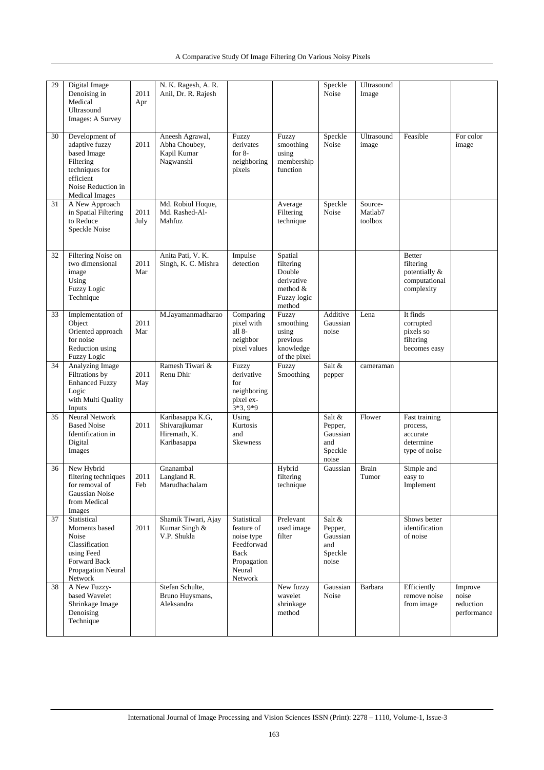| 29 | Digital Image Denoising in Medical Ultrasound Images: A Survey | 2011 Apr | N. K. Ragesh, A. R. Anil, Dr. R. Rajesh | | | Speckle Noise | Ultrasound Image | | |
|---|---|---|---|---|---|---|---|---|---|
| 30 | Development of adaptive fuzzy based Image Filtering techniques for efficient Noise Reduction in Medical Images | 2011 | Aneesh Agrawal, Abha Choubey, Kapil Kumar Nagwanshi | Fuzzy derivates for 8-neighboring pixels | Fuzzy smoothing using membership function | Speckle Noise | Ultrasound image | Feasible | For color image |
| 31 | A New Approach in Spatial Filtering to Reduce Speckle Noise | 2011 July | Md. Robiul Hoque, Md. Rashed-Al-Mahfuz | | Average Filtering technique | Speckle Noise | Source-Matlab7 toolbox | | |
| 32 | Filtering Noise on two dimensional image Using Fuzzy Logic Technique | 2011 Mar | Anita Pati, V. K. Singh, K. C. Mishra | Impulse detection | Spatial filtering Double derivative method & Fuzzy logic method | | | Better filtering potentially & computational complexity | |
| 33 | Implementation of Object Oriented approach for noise Reduction using Fuzzy Logic | 2011 Mar | M.Jayamanmadharao | Comparing pixel with all 8-neighbor pixel values | Fuzzy smoothing using previous knowledge of the pixel | Additive Gaussian noise | Lena | It finds corrupted pixels so filtering becomes easy | |
| 34 | Analyzing Image Filtrations by Enhanced Fuzzy Logic with Multi Quality Inputs | 2011 May | Ramesh Tiwari & Renu Dhir | Fuzzy derivative for neighboring pixel ex-3*3, 9*9 | Fuzzy Smoothing | Salt & pepper | cameraman | | |
| 35 | Neural Network Based Noise Identification in Digital Images | 2011 | Karibasappa K.G, Shivarajkumar Hiremath, K. Karibasappa | Using Kurtosis and Skewness | | Salt & Pepper, Gaussian and Speckle noise | Flower | Fast training process, accurate determine type of noise | |
| 36 | New Hybrid filtering techniques for removal of Gaussian Noise from Medical Images | 2011 Feb | Gnanambal Langland R. Marudhachalam | | Hybrid filtering technique | Gaussian | Brain Tumor | Simple and easy to Implement | |
| 37 | Statistical Moments based Noise Classification using Feed Forward Back Propagation Neural Network | 2011 | Shamik Tiwari, Ajay Kumar Singh & V.P. Shukla | Statistical feature of noise type Feedforwad Back Propagation Neural Network | Prelevant used image filter | Salt & Pepper, Gaussian and Speckle noise | | Shows better identification of noise | |
| 38 | A New Fuzzy-based Wavelet Shrinkage Image Denoising Technique | | Stefan Schulte, Bruno Huysmans, Aleksandra | | New fuzzy wavelet shrinkage method | Gaussian Noise | Barbara | Efficiently remove noise from image | Improve noise reduction performance |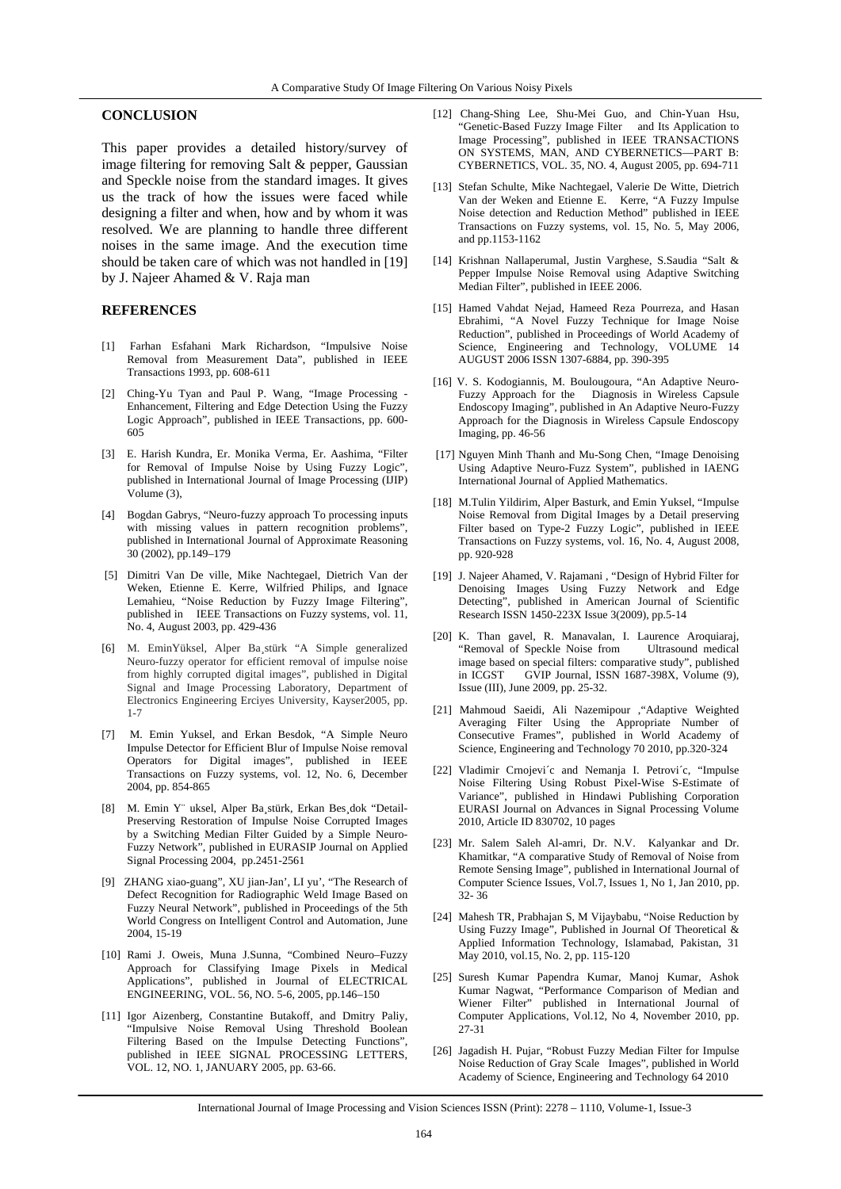## CONCLUSION

This paper provides a detailed history/survey of image filtering for removing Salt & pepper, Gaussian and Speckle noise from the standard images. It gives us the track of how the issues were faced while designing a filter and when, how and by whom it was resolved. We are planning to handle three different noises in the same image. And the execution time should be taken care of which was not handled in [19] by J. Najeer Ahamed & V. Raja man

## REFERENCES

[1] Farhan Esfahani Mark Richardson, "Impulsive Noise Removal from Measurement Data", published in IEEE Transactions 1993, pp. 608-611

[2] Ching-Yu Tyan and Paul P. Wang, "Image Processing - Enhancement, Filtering and Edge Detection Using the Fuzzy Logic Approach", published in IEEE Transactions, pp. 600-605

[3] E. Harish Kundra, Er. Monika Verma, Er. Aashima, "Filter for Removal of Impulse Noise by Using Fuzzy Logic", published in International Journal of Image Processing (IJIP) Volume (3),

[4] Bogdan Gabrys, "Neuro-fuzzy approach To processing inputs with missing values in pattern recognition problems", published in International Journal of Approximate Reasoning 30 (2002), pp.149–179

[5] Dimitri Van De ville, Mike Nachtegael, Dietrich Van der Weken, Etienne E. Kerre, Wilfried Philips, and Ignace Lemahieu, "Noise Reduction by Fuzzy Image Filtering", published in IEEE Transactions on Fuzzy systems, vol. 11, No. 4, August 2003, pp. 429-436

[6] M. EminYüksel, Alper Ba¸stürk "A Simple generalized Neuro-fuzzy operator for efficient removal of impulse noise from highly corrupted digital images", published in Digital Signal and Image Processing Laboratory, Department of Electronics Engineering Erciyes University, Kayser2005, pp. 1-7

[7] M. Emin Yuksel, and Erkan Besdok, "A Simple Neuro Impulse Detector for Efficient Blur of Impulse Noise removal Operators for Digital images", published in IEEE Transactions on Fuzzy systems, vol. 12, No. 6, December 2004, pp. 854-865

[8] M. Emin Y¨ uksel, Alper Ba¸stürk, Erkan Bes¸dok "Detail-Preserving Restoration of Impulse Noise Corrupted Images by a Switching Median Filter Guided by a Simple Neuro-Fuzzy Network", published in EURASIP Journal on Applied Signal Processing 2004, pp.2451-2561

[9] ZHANG xiao-guang", XU jian-Jan', LI yu', "The Research of Defect Recognition for Radiographic Weld Image Based on Fuzzy Neural Network", published in Proceedings of the 5th World Congress on Intelligent Control and Automation, June 2004, 15-19

[10] Rami J. Oweis, Muna J.Sunna, "Combined Neuro–Fuzzy Approach for Classifying Image Pixels in Medical Applications", published in Journal of ELECTRICAL ENGINEERING, VOL. 56, NO. 5-6, 2005, pp.146–150

[11] Igor Aizenberg, Constantine Butakoff, and Dmitry Paliy, "Impulsive Noise Removal Using Threshold Boolean Filtering Based on the Impulse Detecting Functions", published in IEEE SIGNAL PROCESSING LETTERS, VOL. 12, NO. 1, JANUARY 2005, pp. 63-66.

[12] Chang-Shing Lee, Shu-Mei Guo, and Chin-Yuan Hsu, "Genetic-Based Fuzzy Image Filter and Its Application to Image Processing", published in IEEE TRANSACTIONS ON SYSTEMS, MAN, AND CYBERNETICS—PART B: CYBERNETICS, VOL. 35, NO. 4, August 2005, pp. 694-711

[13] Stefan Schulte, Mike Nachtegael, Valerie De Witte, Dietrich Van der Weken and Etienne E. Kerre, "A Fuzzy Impulse Noise detection and Reduction Method" published in IEEE Transactions on Fuzzy systems, vol. 15, No. 5, May 2006, and pp.1153-1162

[14] Krishnan Nallaperumal, Justin Varghese, S.Saudia "Salt & Pepper Impulse Noise Removal using Adaptive Switching Median Filter", published in IEEE 2006.

[15] Hamed Vahdat Nejad, Hameed Reza Pourreza, and Hasan Ebrahimi, "A Novel Fuzzy Technique for Image Noise Reduction", published in Proceedings of World Academy of Science, Engineering and Technology, VOLUME 14 AUGUST 2006 ISSN 1307-6884, pp. 390-395

[16] V. S. Kodogiannis, M. Boulougoura, "An Adaptive Neuro-Fuzzy Approach for the Diagnosis in Wireless Capsule Endoscopy Imaging", published in An Adaptive Neuro-Fuzzy Approach for the Diagnosis in Wireless Capsule Endoscopy Imaging, pp. 46-56

[17] Nguyen Minh Thanh and Mu-Song Chen, "Image Denoising Using Adaptive Neuro-Fuzz System", published in IAENG International Journal of Applied Mathematics.

[18] M.Tulin Yildirim, Alper Basturk, and Emin Yuksel, "Impulse Noise Removal from Digital Images by a Detail preserving Filter based on Type-2 Fuzzy Logic", published in IEEE Transactions on Fuzzy systems, vol. 16, No. 4, August 2008, pp. 920-928

[19] J. Najeer Ahamed, V. Rajamani , "Design of Hybrid Filter for Denoising Images Using Fuzzy Network and Edge Detecting", published in American Journal of Scientific Research ISSN 1450-223X Issue 3(2009), pp.5-14

[20] K. Than gavel, R. Manavalan, I. Laurence Aroquiaraj, "Removal of Speckle Noise from Ultrasound medical image based on special filters: comparative study", published in ICGST GVIP Journal, ISSN 1687-398X, Volume (9), Issue (III), June 2009, pp. 25-32.

[21] Mahmoud Saeidi, Ali Nazemipour ,"Adaptive Weighted Averaging Filter Using the Appropriate Number of Consecutive Frames", published in World Academy of Science, Engineering and Technology 70 2010, pp.320-324

[22] Vladimir Crnojevi´c and Nemanja I. Petrovi´c, "Impulse Noise Filtering Using Robust Pixel-Wise S-Estimate of Variance", published in Hindawi Publishing Corporation EURASI Journal on Advances in Signal Processing Volume 2010, Article ID 830702, 10 pages

[23] Mr. Salem Saleh Al-amri, Dr. N.V. Kalyankar and Dr. Khamitkar, "A comparative Study of Removal of Noise from Remote Sensing Image", published in International Journal of Computer Science Issues, Vol.7, Issues 1, No 1, Jan 2010, pp. 32- 36

[24] Mahesh TR, Prabhajan S, M Vijaybabu, "Noise Reduction by Using Fuzzy Image", Published in Journal Of Theoretical & Applied Information Technology, Islamabad, Pakistan, 31 May 2010, vol.15, No. 2, pp. 115-120

[25] Suresh Kumar Papendra Kumar, Manoj Kumar, Ashok Kumar Nagwat, "Performance Comparison of Median and Wiener Filter" published in International Journal of Computer Applications, Vol.12, No 4, November 2010, pp. 27-31

[26] Jagadish H. Pujar, "Robust Fuzzy Median Filter for Impulse Noise Reduction of Gray Scale Images", published in World Academy of Science, Engineering and Technology 64 2010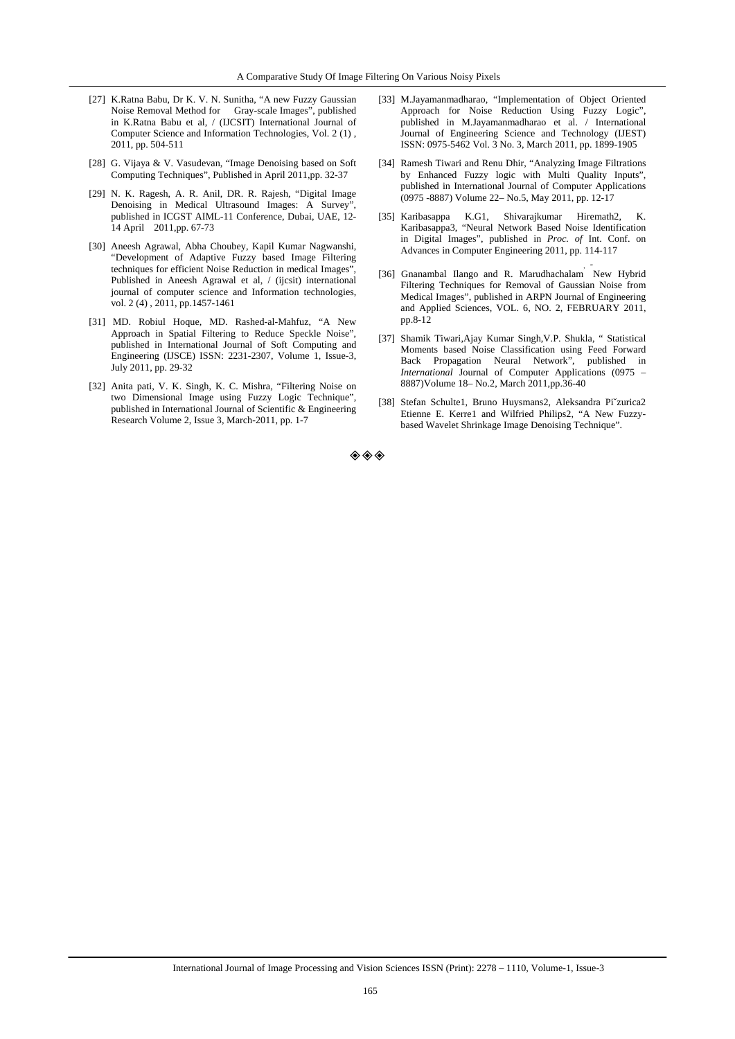[27] K.Ratna Babu, Dr K. V. N. Sunitha, "A new Fuzzy Gaussian Noise Removal Method for Gray-scale Images", published in K.Ratna Babu et al, / (IJCSIT) International Journal of Computer Science and Information Technologies, Vol. 2 (1) , 2011, pp. 504-511

[28] G. Vijaya & V. Vasudevan, "Image Denoising based on Soft Computing Techniques", Published in April 2011,pp. 32-37

[29] N. K. Ragesh, A. R. Anil, DR. R. Rajesh, "Digital Image Denoising in Medical Ultrasound Images: A Survey", published in ICGST AIML-11 Conference, Dubai, UAE, 12-14 April 2011,pp. 67-73

[30] Aneesh Agrawal, Abha Choubey, Kapil Kumar Nagwanshi, "Development of Adaptive Fuzzy based Image Filtering techniques for efficient Noise Reduction in medical Images", Published in Aneesh Agrawal et al, / (ijcsit) international journal of computer science and Information technologies, vol. 2 (4) , 2011, pp.1457-1461

[31] MD. Robiul Hoque, MD. Rashed-al-Mahfuz, "A New Approach in Spatial Filtering to Reduce Speckle Noise", published in International Journal of Soft Computing and Engineering (IJSCE) ISSN: 2231-2307, Volume 1, Issue-3, July 2011, pp. 29-32

[32] Anita pati, V. K. Singh, K. C. Mishra, "Filtering Noise on two Dimensional Image using Fuzzy Logic Technique", published in International Journal of Scientific & Engineering Research Volume 2, Issue 3, March-2011, pp. 1-7

[33] M.Jayamanmadharao, "Implementation of Object Oriented Approach for Noise Reduction Using Fuzzy Logic", published in M.Jayamanmadharao et al. / International Journal of Engineering Science and Technology (IJEST) ISSN: 0975-5462 Vol. 3 No. 3, March 2011, pp. 1899-1905

[34] Ramesh Tiwari and Renu Dhir, "Analyzing Image Filtrations by Enhanced Fuzzy logic with Multi Quality Inputs", published in International Journal of Computer Applications (0975 -8887) Volume 22– No.5, May 2011, pp. 12-17

[35] Karibasappa K.G1, Shivarajkumar Hiremath2, K. Karibasappa3, "Neural Network Based Noise Identification in Digital Images", published in *Proc. of* Int. Conf. on Advances in Computer Engineering 2011, pp. 114-117

[36] Gnanambal Ilango and R. Marudhachalam " New Hybrid Filtering Techniques for Removal of Gaussian Noise from Medical Images", published in ARPN Journal of Engineering and Applied Sciences, VOL. 6, NO. 2, FEBRUARY 2011, pp.8-12

[37] Shamik Tiwari,Ajay Kumar Singh,V.P. Shukla, " Statistical Moments based Noise Classification using Feed Forward Back Propagation Neural Network", published in *International* Journal of Computer Applications (0975 – 8887)Volume 18– No.2, March 2011,pp.36-40

[38] Stefan Schulte1, Bruno Huysmans2, Aleksandra Pi˘zurica2 Etienne E. Kerre1 and Wilfried Philips2, "A New Fuzzy-based Wavelet Shrinkage Image Denoising Technique".

◈◈◈